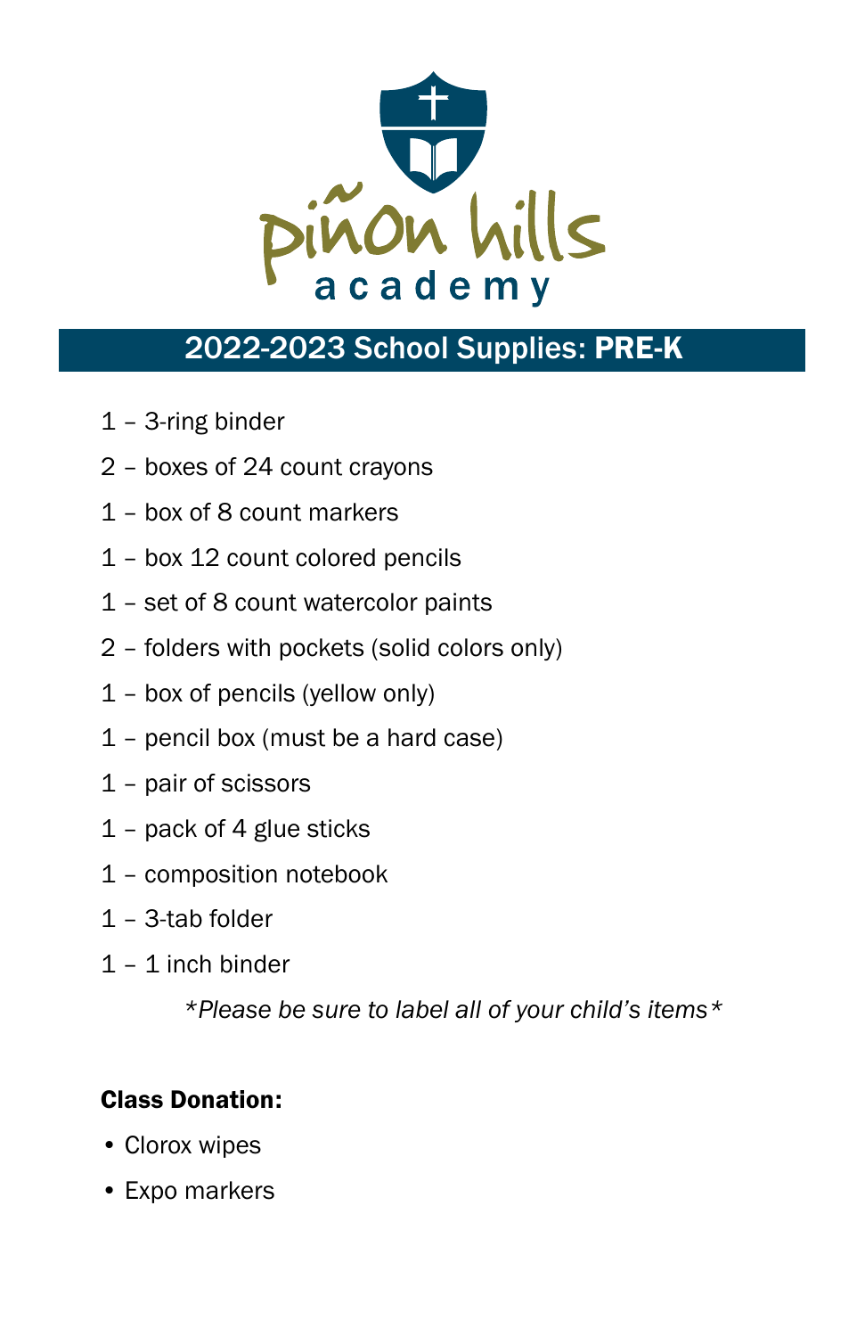piñon hills academy

## 2022-2023 School Supplies: **PRE-K**

1 – 3-ring binder

2 – boxes of 24 count crayons

1 – box of 8 count markers

1 – box 12 count colored pencils

1 – set of 8 count watercolor paints

2 – folders with pockets (solid colors only)

1 – box of pencils (yellow only)

1 – pencil box (must be a hard case)

1 – pair of scissors

1 – pack of 4 glue sticks

1 – composition notebook

1 – 3-tab folder

1 – 1 inch binder

*\*Please be sure to label all of your child's items\**

**Class Donation:**

- Clorox wipes
- Expo markers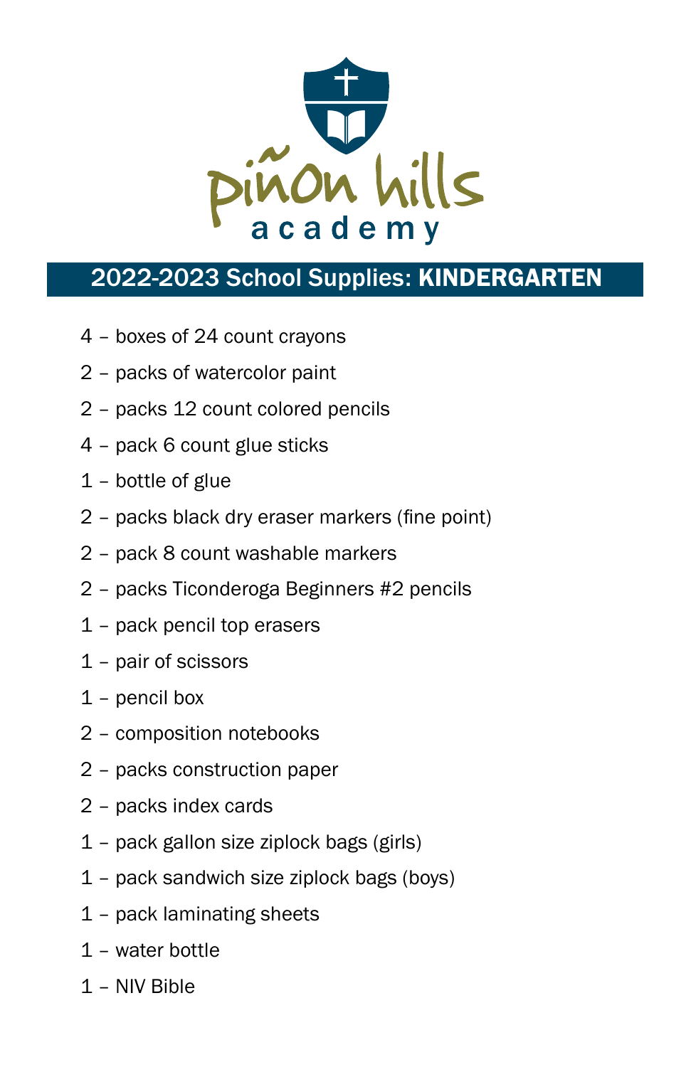piñon hills academy

## 2022-2023 School Supplies: **KINDERGARTEN**

4 – boxes of 24 count crayons

2 – packs of watercolor paint

2 – packs 12 count colored pencils

4 – pack 6 count glue sticks

1 – bottle of glue

2 – packs black dry eraser markers (fine point)

2 – pack 8 count washable markers

2 – packs Ticonderoga Beginners #2 pencils

1 – pack pencil top erasers

1 – pair of scissors

1 – pencil box

2 – composition notebooks

2 – packs construction paper

2 – packs index cards

1 – pack gallon size ziplock bags (girls)

1 – pack sandwich size ziplock bags (boys)

1 – pack laminating sheets

1 – water bottle

1 – NIV Bible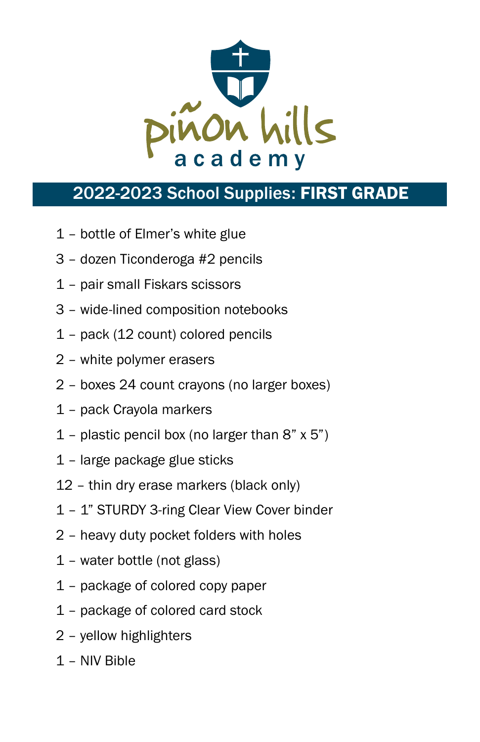piñon hills academy

## 2022-2023 School Supplies: **FIRST GRADE**

1 – bottle of Elmer's white glue

3 – dozen Ticonderoga #2 pencils

1 – pair small Fiskars scissors

3 – wide-lined composition notebooks

1 – pack (12 count) colored pencils

2 – white polymer erasers

2 – boxes 24 count crayons (no larger boxes)

1 – pack Crayola markers

1 – plastic pencil box (no larger than 8" x 5")

1 – large package glue sticks

12 – thin dry erase markers (black only)

1 – 1" STURDY 3-ring Clear View Cover binder

2 – heavy duty pocket folders with holes

1 – water bottle (not glass)

1 – package of colored copy paper

1 – package of colored card stock

2 – yellow highlighters

1 – NIV Bible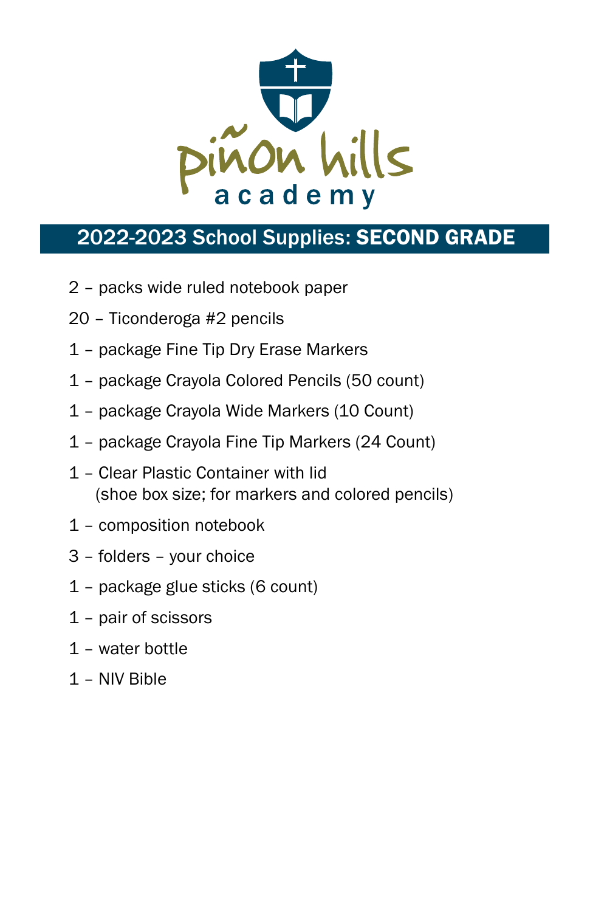piñon hills academy

## 2022-2023 School Supplies: **SECOND GRADE**

2 – packs wide ruled notebook paper

20 – Ticonderoga #2 pencils

1 – package Fine Tip Dry Erase Markers

1 – package Crayola Colored Pencils (50 count)

1 – package Crayola Wide Markers (10 Count)

1 – package Crayola Fine Tip Markers (24 Count)

1 – Clear Plastic Container with lid
(shoe box size; for markers and colored pencils)

1 – composition notebook

3 – folders – your choice

1 – package glue sticks (6 count)

1 – pair of scissors

1 – water bottle

1 – NIV Bible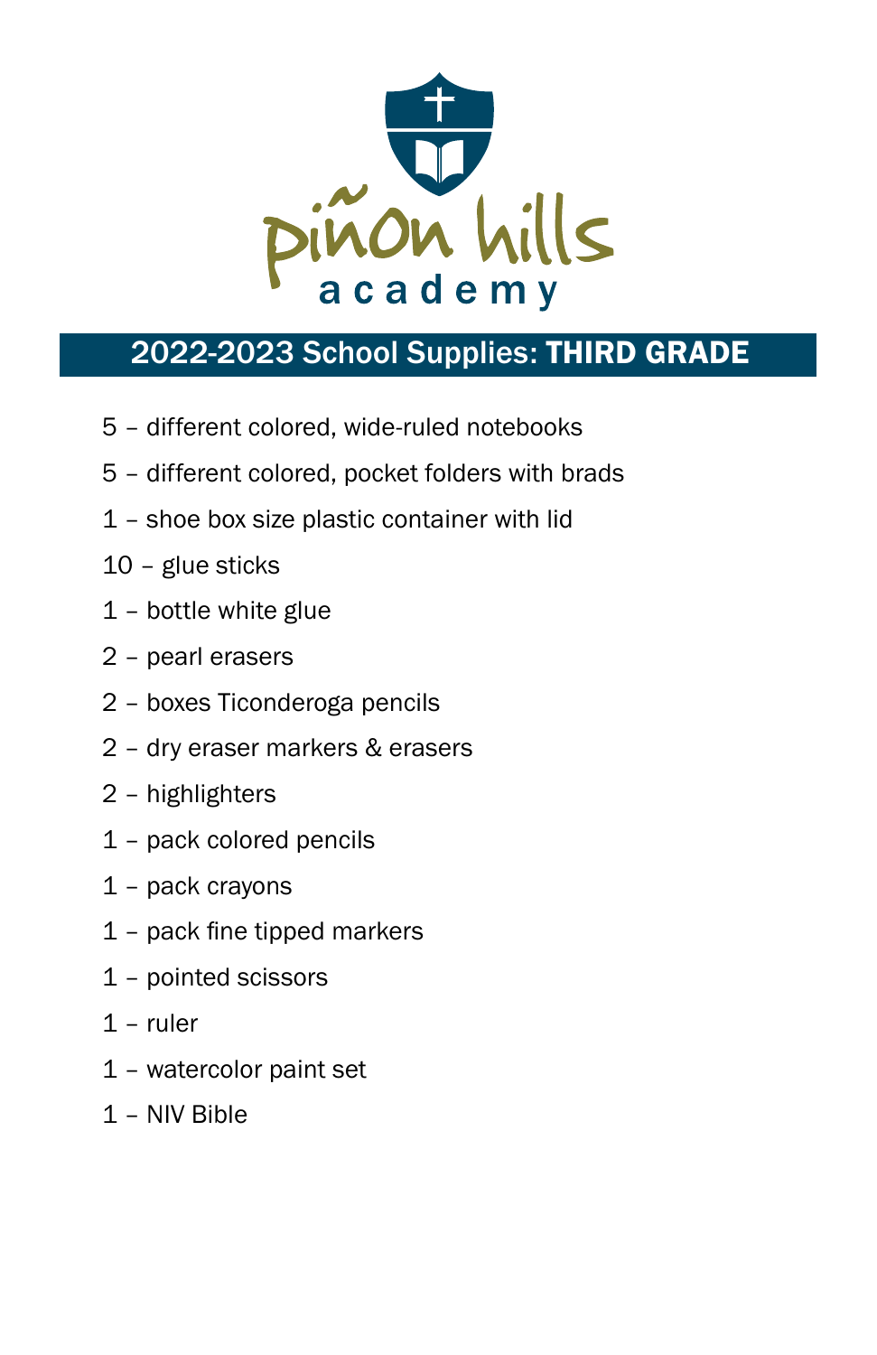piñon hills academy

## 2022-2023 School Supplies: **THIRD GRADE**

5 – different colored, wide-ruled notebooks

5 – different colored, pocket folders with brads

1 – shoe box size plastic container with lid

10 – glue sticks

1 – bottle white glue

2 – pearl erasers

2 – boxes Ticonderoga pencils

2 – dry eraser markers & erasers

2 – highlighters

1 – pack colored pencils

1 – pack crayons

1 – pack fine tipped markers

1 – pointed scissors

1 – ruler

1 – watercolor paint set

1 – NIV Bible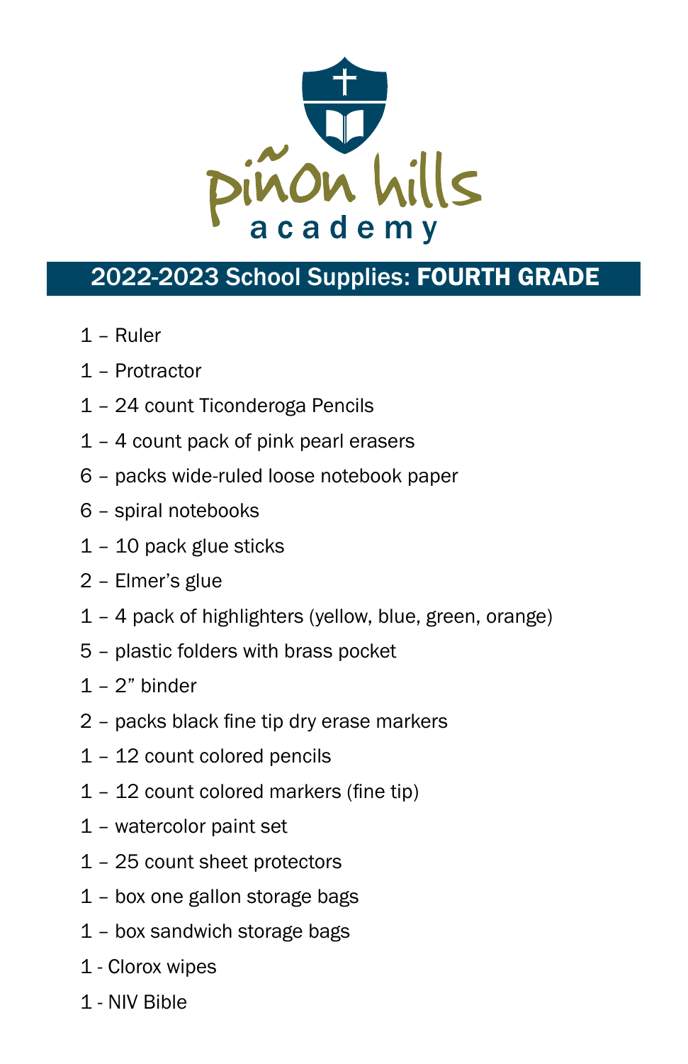piñon hills
academy

## 2022-2023 School Supplies: **FOURTH GRADE**

1 – Ruler

1 – Protractor

1 – 24 count Ticonderoga Pencils

1 – 4 count pack of pink pearl erasers

6 – packs wide-ruled loose notebook paper

6 – spiral notebooks

1 – 10 pack glue sticks

2 – Elmer's glue

1 – 4 pack of highlighters (yellow, blue, green, orange)

5 – plastic folders with brass pocket

1 – 2" binder

2 – packs black fine tip dry erase markers

1 – 12 count colored pencils

1 – 12 count colored markers (fine tip)

1 – watercolor paint set

1 – 25 count sheet protectors

1 – box one gallon storage bags

1 – box sandwich storage bags

1 - Clorox wipes

1 - NIV Bible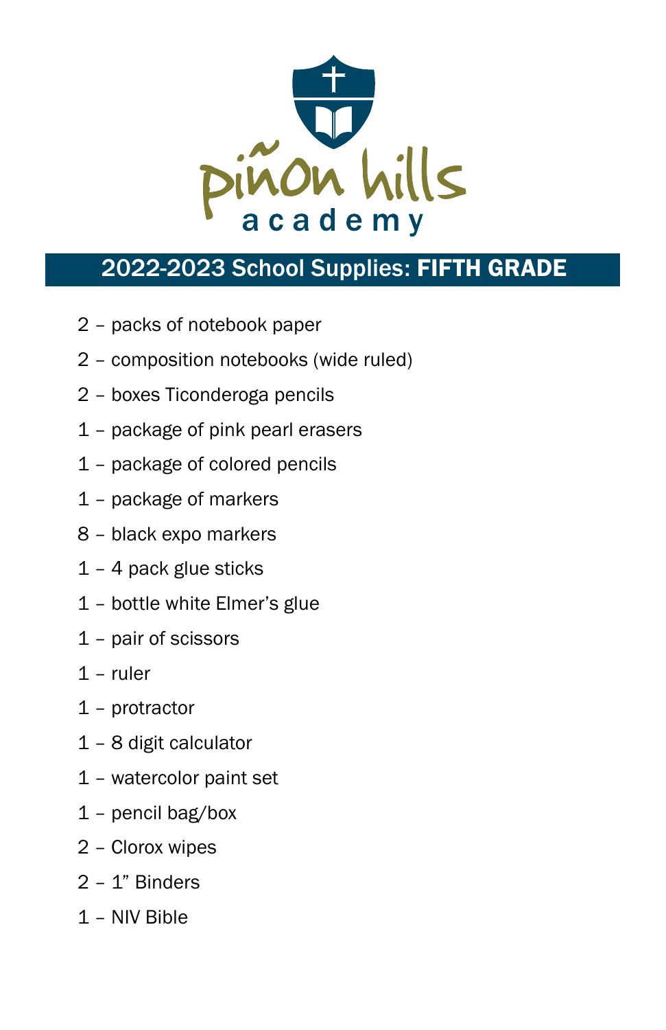piñon hills academy

## 2022-2023 School Supplies: **FIFTH GRADE**

2 – packs of notebook paper

2 – composition notebooks (wide ruled)

2 – boxes Ticonderoga pencils

1 – package of pink pearl erasers

1 – package of colored pencils

1 – package of markers

8 – black expo markers

1 – 4 pack glue sticks

1 – bottle white Elmer's glue

1 – pair of scissors

1 – ruler

1 – protractor

1 – 8 digit calculator

1 – watercolor paint set

1 – pencil bag/box

2 – Clorox wipes

2 – 1" Binders

1 – NIV Bible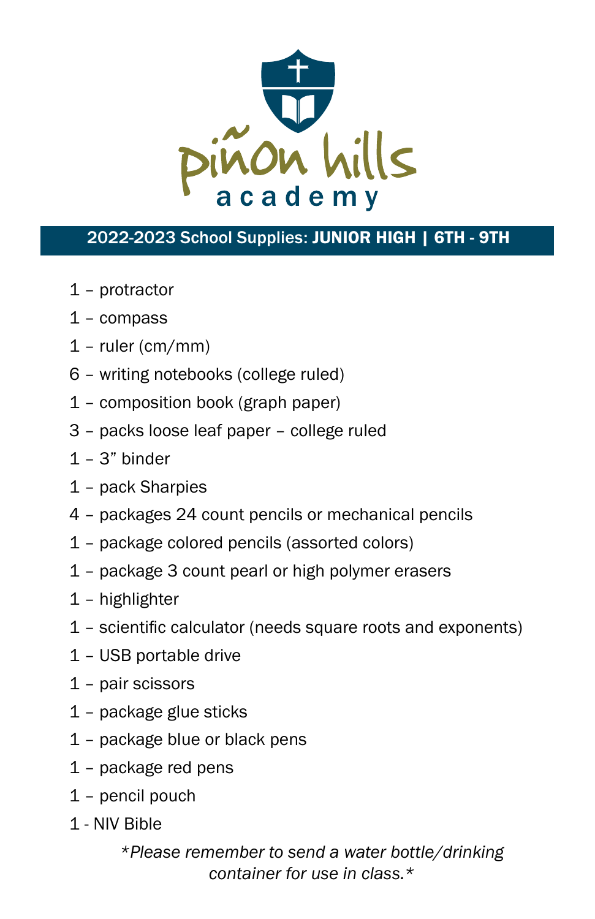piñon hills academy

## 2022-2023 School Supplies: **JUNIOR HIGH | 6TH - 9TH**

1 – protractor

1 – compass

1 – ruler (cm/mm)

6 – writing notebooks (college ruled)

1 – composition book (graph paper)

3 – packs loose leaf paper – college ruled

1 – 3” binder

1 – pack Sharpies

4 – packages 24 count pencils or mechanical pencils

1 – package colored pencils (assorted colors)

1 – package 3 count pearl or high polymer erasers

1 – highlighter

1 – scientific calculator (needs square roots and exponents)

1 – USB portable drive

1 – pair scissors

1 – package glue sticks

1 – package blue or black pens

1 – package red pens

1 – pencil pouch

1 - NIV Bible

*\*Please remember to send a water bottle/drinking container for use in class.\**